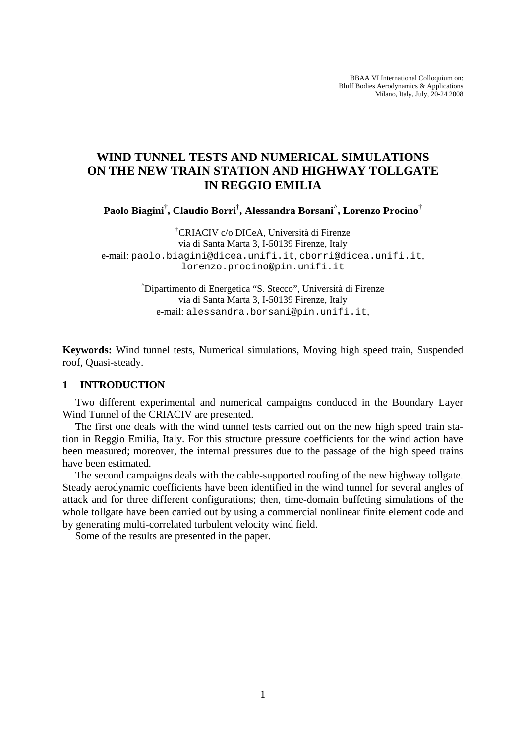BBAA VI International Colloquium on:
Bluff Bodies Aerodynamics & Applications
Milano, Italy, July, 20-24 2008

# WIND TUNNEL TESTS AND NUMERICAL SIMULATIONS ON THE NEW TRAIN STATION AND HIGHWAY TOLLGATE IN REGGIO EMILIA

**Paolo Biagini[†], Claudio Borri[†], Alessandra Borsani[^], Lorenzo Procino[†]**

[†]CRIACIV c/o DICeA, Università di Firenze
via di Santa Marta 3, I-50139 Firenze, Italy
e-mail: paolo.biagini@dicea.unifi.it, cborri@dicea.unifi.it, lorenzo.procino@pin.unifi.it

[^]Dipartimento di Energetica "S. Stecco", Università di Firenze
via di Santa Marta 3, I-50139 Firenze, Italy
e-mail: alessandra.borsani@pin.unifi.it,

**Keywords:** Wind tunnel tests, Numerical simulations, Moving high speed train, Suspended roof, Quasi-steady.

## 1 INTRODUCTION

Two different experimental and numerical campaigns conduced in the Boundary Layer Wind Tunnel of the CRIACIV are presented.

The first one deals with the wind tunnel tests carried out on the new high speed train station in Reggio Emilia, Italy. For this structure pressure coefficients for the wind action have been measured; moreover, the internal pressures due to the passage of the high speed trains have been estimated.

The second campaigns deals with the cable-supported roofing of the new highway tollgate. Steady aerodynamic coefficients have been identified in the wind tunnel for several angles of attack and for three different configurations; then, time-domain buffeting simulations of the whole tollgate have been carried out by using a commercial nonlinear finite element code and by generating multi-correlated turbulent velocity wind field.

Some of the results are presented in the paper.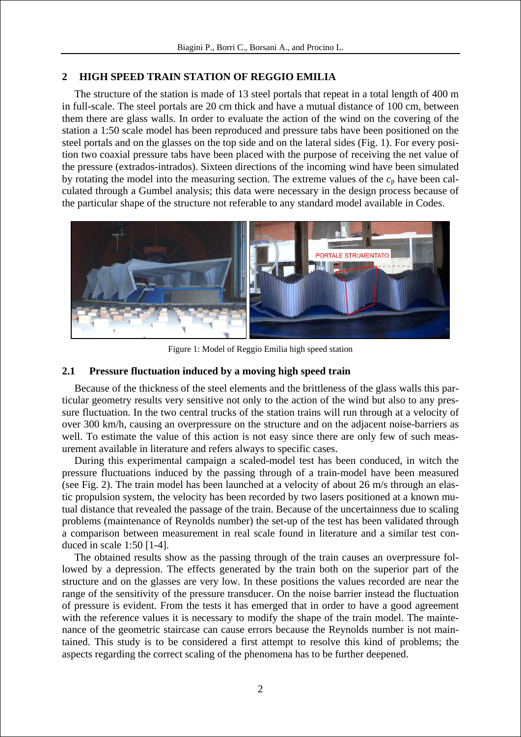## 2 HIGH SPEED TRAIN STATION OF REGGIO EMILIA

The structure of the station is made of 13 steel portals that repeat in a total length of 400 m in full-scale. The steel portals are 20 cm thick and have a mutual distance of 100 cm, between them there are glass walls. In order to evaluate the action of the wind on the covering of the station a 1:50 scale model has been reproduced and pressure tabs have been positioned on the steel portals and on the glasses on the top side and on the lateral sides (Fig. 1). For every position two coaxial pressure tabs have been placed with the purpose of receiving the net value of the pressure (extrados-intrados). Sixteen directions of the incoming wind have been simulated by rotating the model into the measuring section. The extreme values of the $c_p$ have been calculated through a Gumbel analysis; this data were necessary in the design process because of the particular shape of the structure not referable to any standard model available in Codes.

Figure 1: Model of Reggio Emilia high speed station

### 2.1 Pressure fluctuation induced by a moving high speed train

Because of the thickness of the steel elements and the brittleness of the glass walls this particular geometry results very sensitive not only to the action of the wind but also to any pressure fluctuation. In the two central trucks of the station trains will run through at a velocity of over 300 km/h, causing an overpressure on the structure and on the adjacent noise-barriers as well. To estimate the value of this action is not easy since there are only few of such measurement available in literature and refers always to specific cases.

During this experimental campaign a scaled-model test has been conduced, in witch the pressure fluctuations induced by the passing through of a train-model have been measured (see Fig. 2). The train model has been launched at a velocity of about 26 m/s through an elastic propulsion system, the velocity has been recorded by two lasers positioned at a known mutual distance that revealed the passage of the train. Because of the uncertainness due to scaling problems (maintenance of Reynolds number) the set-up of the test has been validated through a comparison between measurement in real scale found in literature and a similar test conduced in scale 1:50 [1-4].

The obtained results show as the passing through of the train causes an overpressure followed by a depression. The effects generated by the train both on the superior part of the structure and on the glasses are very low. In these positions the values recorded are near the range of the sensitivity of the pressure transducer. On the noise barrier instead the fluctuation of pressure is evident. From the tests it has emerged that in order to have a good agreement with the reference values it is necessary to modify the shape of the train model. The maintenance of the geometric staircase can cause errors because the Reynolds number is not maintained. This study is to be considered a first attempt to resolve this kind of problems; the aspects regarding the correct scaling of the phenomena has to be further deepened.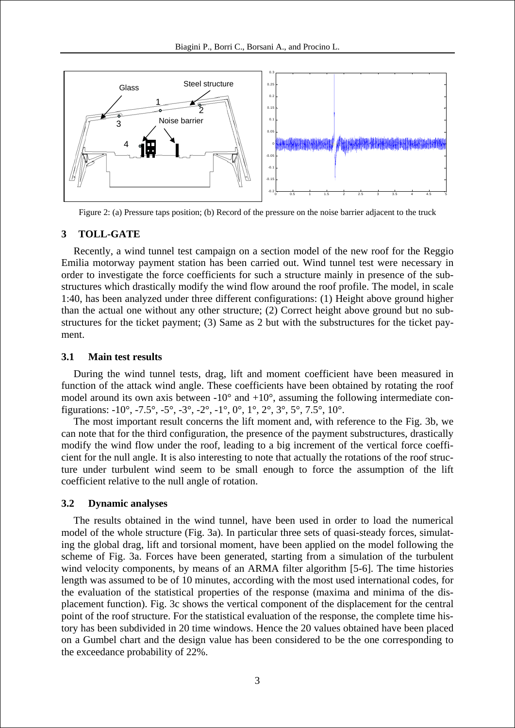Figure 2: (a) Pressure taps position; (b) Record of the pressure on the noise barrier adjacent to the truck

## 3 TOLL-GATE

Recently, a wind tunnel test campaign on a section model of the new roof for the Reggio Emilia motorway payment station has been carried out. Wind tunnel test were necessary in order to investigate the force coefficients for such a structure mainly in presence of the substructures which drastically modify the wind flow around the roof profile. The model, in scale 1:40, has been analyzed under three different configurations: (1) Height above ground higher than the actual one without any other structure; (2) Correct height above ground but no substructures for the ticket payment; (3) Same as 2 but with the substructures for the ticket payment.

### 3.1 Main test results

During the wind tunnel tests, drag, lift and moment coefficient have been measured in function of the attack wind angle. These coefficients have been obtained by rotating the roof model around its own axis between -10° and +10°, assuming the following intermediate configurations: -10°, -7.5°, -5°, -3°, -2°, -1°, 0°, 1°, 2°, 3°, 5°, 7.5°, 10°.

The most important result concerns the lift moment and, with reference to the Fig. 3b, we can note that for the third configuration, the presence of the payment substructures, drastically modify the wind flow under the roof, leading to a big increment of the vertical force coefficient for the null angle. It is also interesting to note that actually the rotations of the roof structure under turbulent wind seem to be small enough to force the assumption of the lift coefficient relative to the null angle of rotation.

### 3.2 Dynamic analyses

The results obtained in the wind tunnel, have been used in order to load the numerical model of the whole structure (Fig. 3a). In particular three sets of quasi-steady forces, simulating the global drag, lift and torsional moment, have been applied on the model following the scheme of Fig. 3a. Forces have been generated, starting from a simulation of the turbulent wind velocity components, by means of an ARMA filter algorithm [5-6]. The time histories length was assumed to be of 10 minutes, according with the most used international codes, for the evaluation of the statistical properties of the response (maxima and minima of the displacement function). Fig. 3c shows the vertical component of the displacement for the central point of the roof structure. For the statistical evaluation of the response, the complete time history has been subdivided in 20 time windows. Hence the 20 values obtained have been placed on a Gumbel chart and the design value has been considered to be the one corresponding to the exceedance probability of 22%.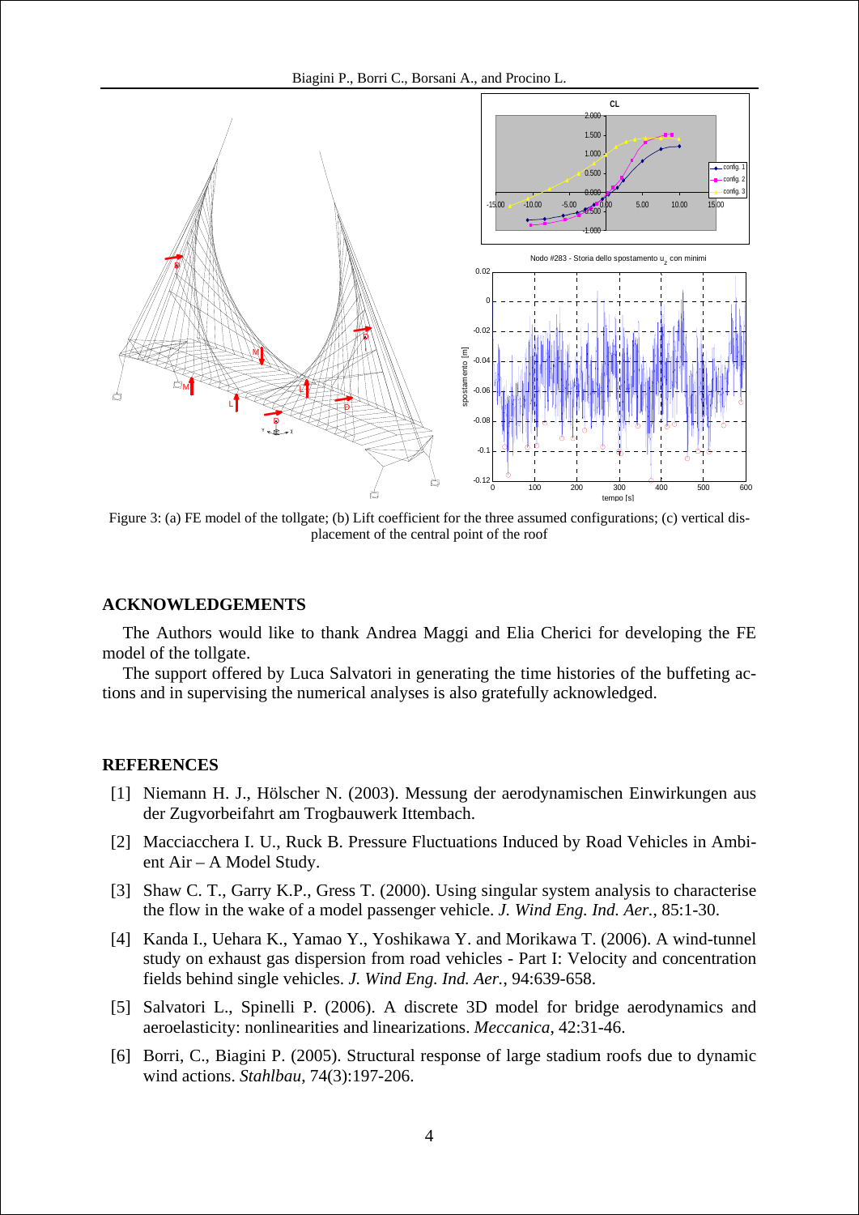CL

2.000
1.500
1.000
0.500
0.000
-0.500
-1.000

-15.00 -10.00 -5.00 0.00 5.00 10.00 15.00

config. 1
config. 2
config. 3

Nodo #283 - Storia dello spostamento $u_z$ con minimi

spostamento [m]

0.02
0
-0.02
-0.04
-0.06
-0.08
-0.1
-0.12

0 100 200 300 400 500 600

tempo [s]

Figure 3: (a) FE model of the tollgate; (b) Lift coefficient for the three assumed configurations; (c) vertical displacement of the central point of the roof

## ACKNOWLEDGEMENTS

The Authors would like to thank Andrea Maggi and Elia Cherici for developing the FE model of the tollgate.

The support offered by Luca Salvatori in generating the time histories of the buffeting actions and in supervising the numerical analyses is also gratefully acknowledged.

## REFERENCES

[1] Niemann H. J., Hölscher N. (2003). Messung der aerodynamischen Einwirkungen aus der Zugvorbeifahrt am Trogbauwerk Ittembach.

[2] Macciacchera I. U., Ruck B. Pressure Fluctuations Induced by Road Vehicles in Ambient Air – A Model Study.

[3] Shaw C. T., Garry K.P., Gress T. (2000). Using singular system analysis to characterise the flow in the wake of a model passenger vehicle. *J. Wind Eng. Ind. Aer.*, 85:1-30.

[4] Kanda I., Uehara K., Yamao Y., Yoshikawa Y. and Morikawa T. (2006). A wind-tunnel study on exhaust gas dispersion from road vehicles - Part I: Velocity and concentration fields behind single vehicles. *J. Wind Eng. Ind. Aer.*, 94:639-658.

[5] Salvatori L., Spinelli P. (2006). A discrete 3D model for bridge aerodynamics and aeroelasticity: nonlinearities and linearizations. *Meccanica*, 42:31-46.

[6] Borri, C., Biagini P. (2005). Structural response of large stadium roofs due to dynamic wind actions. *Stahlbau*, 74(3):197-206.